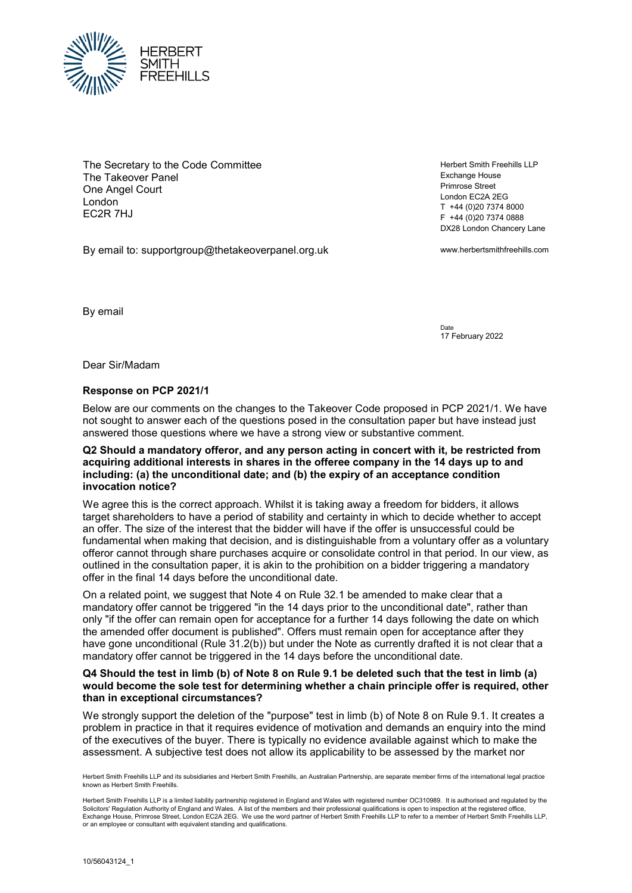HERBERT SMITH FREEHILLS

The Secretary to the Code Committee
The Takeover Panel
One Angel Court
London
EC2R 7HJ

Herbert Smith Freehills LLP
Exchange House
Primrose Street
London EC2A 2EG
T +44 (0)20 7374 8000
F +44 (0)20 7374 0888
DX28 London Chancery Lane

www.herbertsmithfreehills.com

By email to: supportgroup@thetakeoverpanel.org.uk

By email

Date
17 February 2022

Dear Sir/Madam

**Response on PCP 2021/1**

Below are our comments on the changes to the Takeover Code proposed in PCP 2021/1. We have not sought to answer each of the questions posed in the consultation paper but have instead just answered those questions where we have a strong view or substantive comment.

**Q2 Should a mandatory offeror, and any person acting in concert with it, be restricted from acquiring additional interests in shares in the offeree company in the 14 days up to and including: (a) the unconditional date; and (b) the expiry of an acceptance condition invocation notice?**

We agree this is the correct approach. Whilst it is taking away a freedom for bidders, it allows target shareholders to have a period of stability and certainty in which to decide whether to accept an offer. The size of the interest that the bidder will have if the offer is unsuccessful could be fundamental when making that decision, and is distinguishable from a voluntary offer as a voluntary offeror cannot through share purchases acquire or consolidate control in that period. In our view, as outlined in the consultation paper, it is akin to the prohibition on a bidder triggering a mandatory offer in the final 14 days before the unconditional date.

On a related point, we suggest that Note 4 on Rule 32.1 be amended to make clear that a mandatory offer cannot be triggered "in the 14 days prior to the unconditional date", rather than only "if the offer can remain open for acceptance for a further 14 days following the date on which the amended offer document is published". Offers must remain open for acceptance after they have gone unconditional (Rule 31.2(b)) but under the Note as currently drafted it is not clear that a mandatory offer cannot be triggered in the 14 days before the unconditional date.

**Q4 Should the test in limb (b) of Note 8 on Rule 9.1 be deleted such that the test in limb (a) would become the sole test for determining whether a chain principle offer is required, other than in exceptional circumstances?**

We strongly support the deletion of the "purpose" test in limb (b) of Note 8 on Rule 9.1. It creates a problem in practice in that it requires evidence of motivation and demands an enquiry into the mind of the executives of the buyer. There is typically no evidence available against which to make the assessment. A subjective test does not allow its applicability to be assessed by the market nor

Herbert Smith Freehills LLP and its subsidiaries and Herbert Smith Freehills, an Australian Partnership, are separate member firms of the international legal practice known as Herbert Smith Freehills.

Herbert Smith Freehills LLP is a limited liability partnership registered in England and Wales with registered number OC310989. It is authorised and regulated by the Solicitors' Regulation Authority of England and Wales. A list of the members and their professional qualifications is open to inspection at the registered office, Exchange House, Primrose Street, London EC2A 2EG. We use the word partner of Herbert Smith Freehills LLP to refer to a member of Herbert Smith Freehills LLP, or an employee or consultant with equivalent standing and qualifications.

10/56043124_1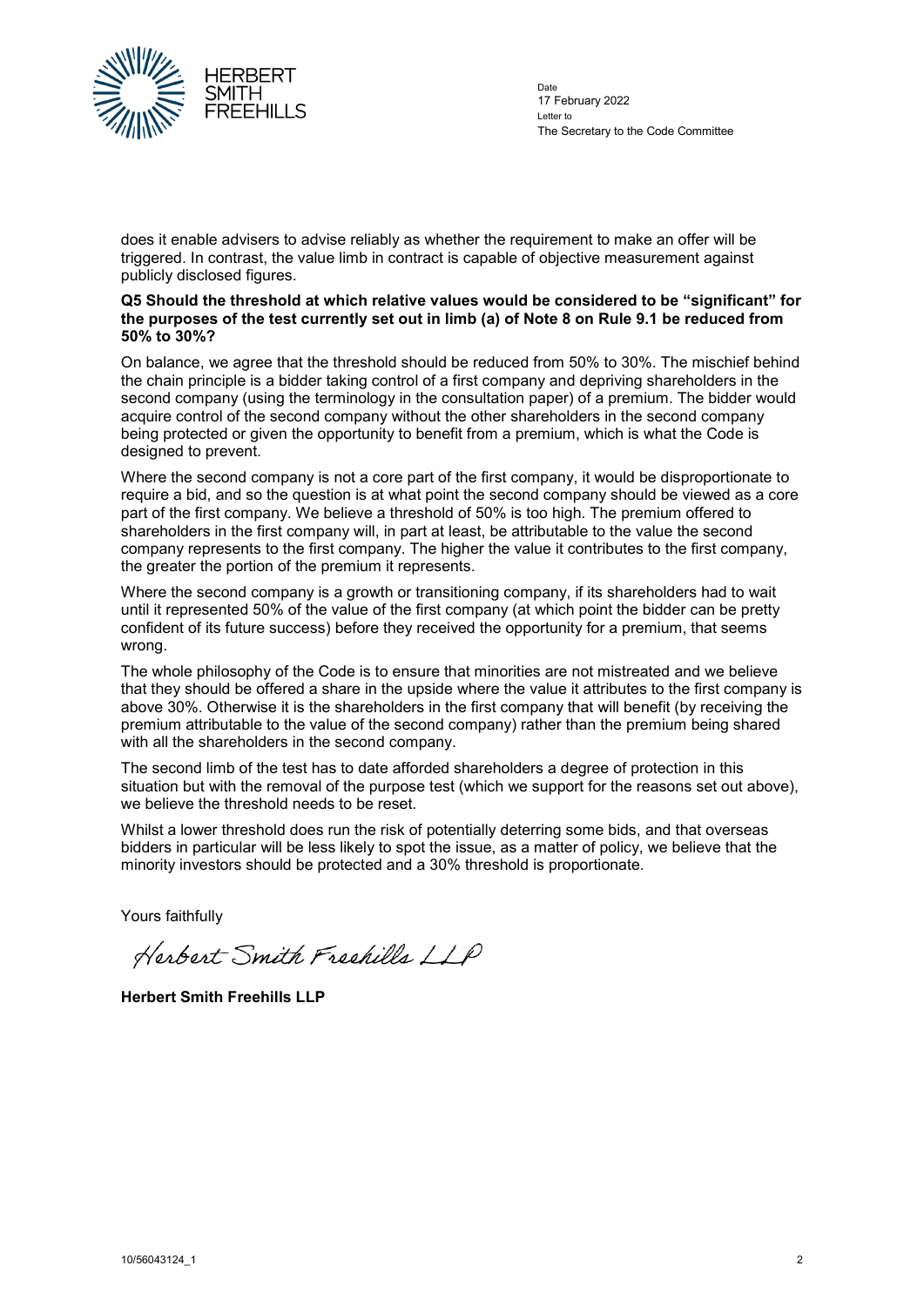does it enable advisers to advise reliably as whether the requirement to make an offer will be triggered. In contrast, the value limb in contract is capable of objective measurement against publicly disclosed figures.

**Q5 Should the threshold at which relative values would be considered to be "significant" for the purposes of the test currently set out in limb (a) of Note 8 on Rule 9.1 be reduced from 50% to 30%?**

On balance, we agree that the threshold should be reduced from 50% to 30%. The mischief behind the chain principle is a bidder taking control of a first company and depriving shareholders in the second company (using the terminology in the consultation paper) of a premium. The bidder would acquire control of the second company without the other shareholders in the second company being protected or given the opportunity to benefit from a premium, which is what the Code is designed to prevent.

Where the second company is not a core part of the first company, it would be disproportionate to require a bid, and so the question is at what point the second company should be viewed as a core part of the first company. We believe a threshold of 50% is too high. The premium offered to shareholders in the first company will, in part at least, be attributable to the value the second company represents to the first company. The higher the value it contributes to the first company, the greater the portion of the premium it represents.

Where the second company is a growth or transitioning company, if its shareholders had to wait until it represented 50% of the value of the first company (at which point the bidder can be pretty confident of its future success) before they received the opportunity for a premium, that seems wrong.

The whole philosophy of the Code is to ensure that minorities are not mistreated and we believe that they should be offered a share in the upside where the value it attributes to the first company is above 30%. Otherwise it is the shareholders in the first company that will benefit (by receiving the premium attributable to the value of the second company) rather than the premium being shared with all the shareholders in the second company.

The second limb of the test has to date afforded shareholders a degree of protection in this situation but with the removal of the purpose test (which we support for the reasons set out above), we believe the threshold needs to be reset.

Whilst a lower threshold does run the risk of potentially deterring some bids, and that overseas bidders in particular will be less likely to spot the issue, as a matter of policy, we believe that the minority investors should be protected and a 30% threshold is proportionate.

Yours faithfully

Herbert Smith Freehills LLP

**Herbert Smith Freehills LLP**